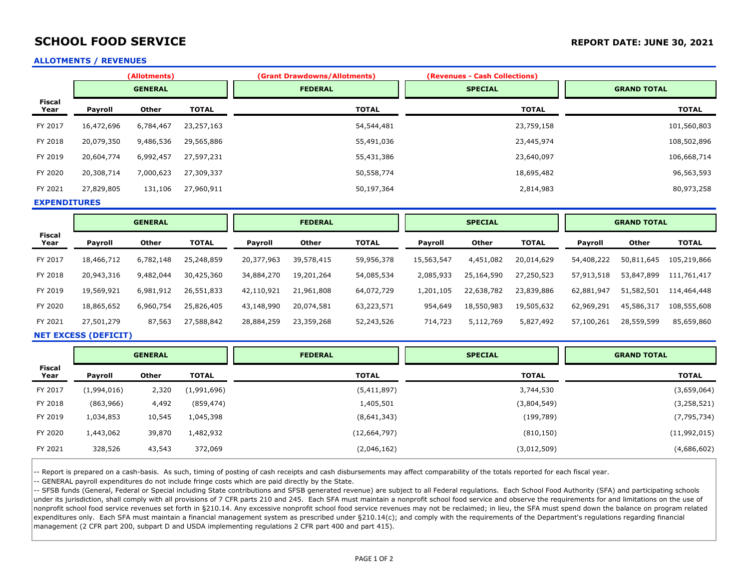# SCHOOL FOOD SERVICE

**REPORT DATE: JUNE 30, 2021**

## ALLOTMENTS / REVENUES

| Fiscal Year | GENERAL (Allotments) | | | FEDERAL (Grant Drawdowns/Allotments) | SPECIAL (Revenues - Cash Collections) | GRAND TOTAL |
|---|---|---|---|---|---|---|
| | Payroll | Other | TOTAL | TOTAL | TOTAL | TOTAL |
| FY 2017 | 16,472,696 | 6,784,467 | 23,257,163 | 54,544,481 | 23,759,158 | 101,560,803 |
| FY 2018 | 20,079,350 | 9,486,536 | 29,565,886 | 55,491,036 | 23,445,974 | 108,502,896 |
| FY 2019 | 20,604,774 | 6,992,457 | 27,597,231 | 55,431,386 | 23,640,097 | 106,668,714 |
| FY 2020 | 20,308,714 | 7,000,623 | 27,309,337 | 50,558,774 | 18,695,482 | 96,563,593 |
| FY 2021 | 27,829,805 | 131,106 | 27,960,911 | 50,197,364 | 2,814,983 | 80,973,258 |

## EXPENDITURES

| Fiscal Year | GENERAL | | | FEDERAL | | | SPECIAL | | | GRAND TOTAL | | |
|---|---|---|---|---|---|---|---|---|---|---|---|---|
| | Payroll | Other | TOTAL | Payroll | Other | TOTAL | Payroll | Other | TOTAL | Payroll | Other | TOTAL |
| FY 2017 | 18,466,712 | 6,782,148 | 25,248,859 | 20,377,963 | 39,578,415 | 59,956,378 | 15,563,547 | 4,451,082 | 20,014,629 | 54,408,222 | 50,811,645 | 105,219,866 |
| FY 2018 | 20,943,316 | 9,482,044 | 30,425,360 | 34,884,270 | 19,201,264 | 54,085,534 | 2,085,933 | 25,164,590 | 27,250,523 | 57,913,518 | 53,847,899 | 111,761,417 |
| FY 2019 | 19,569,921 | 6,981,912 | 26,551,833 | 42,110,921 | 21,961,808 | 64,072,729 | 1,201,105 | 22,638,782 | 23,839,886 | 62,881,947 | 51,582,501 | 114,464,448 |
| FY 2020 | 18,865,652 | 6,960,754 | 25,826,405 | 43,148,990 | 20,074,581 | 63,223,571 | 954,649 | 18,550,983 | 19,505,632 | 62,969,291 | 45,586,317 | 108,555,608 |
| FY 2021 | 27,501,279 | 87,563 | 27,588,842 | 28,884,259 | 23,359,268 | 52,243,526 | 714,723 | 5,112,769 | 5,827,492 | 57,100,261 | 28,559,599 | 85,659,860 |

## NET EXCESS (DEFICIT)

| Fiscal Year | GENERAL | | | FEDERAL | SPECIAL | GRAND TOTAL |
|---|---|---|---|---|---|---|
| | Payroll | Other | TOTAL | TOTAL | TOTAL | TOTAL |
| FY 2017 | (1,994,016) | 2,320 | (1,991,696) | (5,411,897) | 3,744,530 | (3,659,064) |
| FY 2018 | (863,966) | 4,492 | (859,474) | 1,405,501 | (3,804,549) | (3,258,521) |
| FY 2019 | 1,034,853 | 10,545 | 1,045,398 | (8,641,343) | (199,789) | (7,795,734) |
| FY 2020 | 1,443,062 | 39,870 | 1,482,932 | (12,664,797) | (810,150) | (11,992,015) |
| FY 2021 | 328,526 | 43,543 | 372,069 | (2,046,162) | (3,012,509) | (4,686,602) |

-- Report is prepared on a cash-basis. As such, timing of posting of cash receipts and cash disbursements may affect comparability of the totals reported for each fiscal year.

-- GENERAL payroll expenditures do not include fringe costs which are paid directly by the State.

-- SFSB funds (General, Federal or Special including State contributions and SFSB generated revenue) are subject to all Federal regulations. Each School Food Authority (SFA) and participating schools under its jurisdiction, shall comply with all provisions of 7 CFR parts 210 and 245. Each SFA must maintain a nonprofit school food service and observe the requirements for and limitations on the use of nonprofit school food service revenues set forth in §210.14. Any excessive nonprofit school food service revenues may not be reclaimed; in lieu, the SFA must spend down the balance on program related expenditures only. Each SFA must maintain a financial management system as prescribed under §210.14(c); and comply with the requirements of the Department's regulations regarding financial management (2 CFR part 200, subpart D and USDA implementing regulations 2 CFR part 400 and part 415).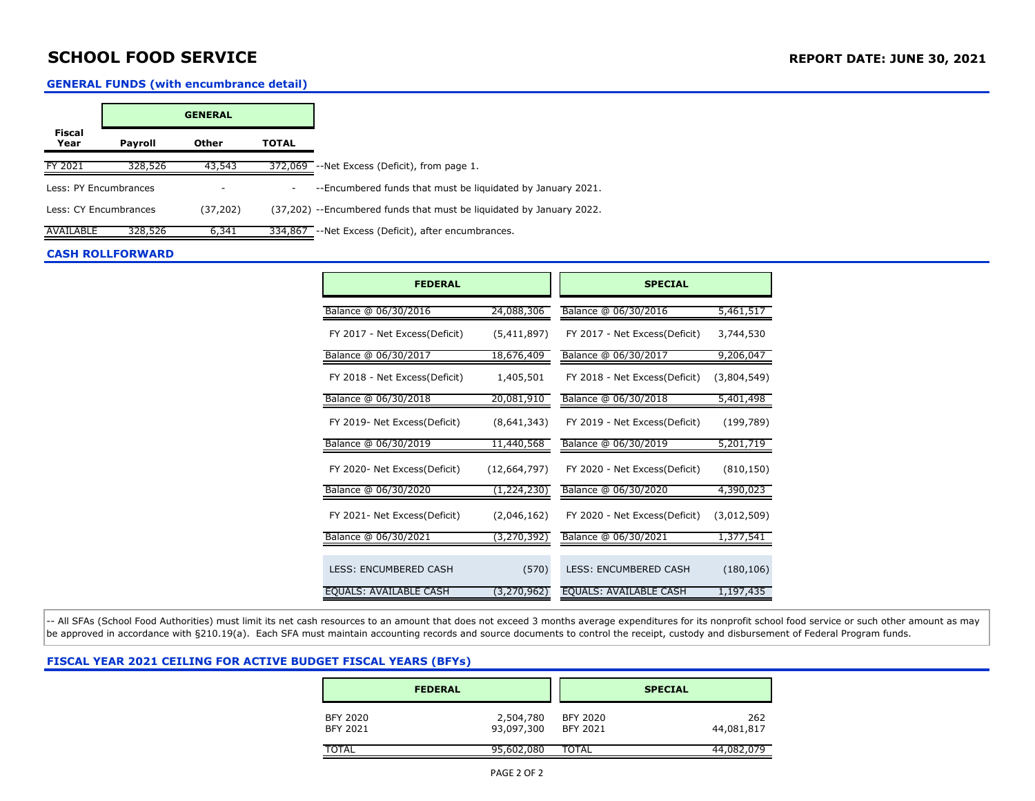# SCHOOL FOOD SERVICE

**REPORT DATE: JUNE 30, 2021**

## GENERAL FUNDS (with encumbrance detail)

| Fiscal Year | GENERAL | | | |
|---|---|---|---|---|
| | Payroll | Other | TOTAL | |
| FY 2021 | 328,526 | 43,543 | 372,069 | --Net Excess (Deficit), from page 1. |
| Less: PY Encumbrances | | - | - | --Encumbered funds that must be liquidated by January 2021. |
| Less: CY Encumbrances | | (37,202) | (37,202) | --Encumbered funds that must be liquidated by January 2022. |
| AVAILABLE | 328,526 | 6,341 | 334,867 | --Net Excess (Deficit), after encumbrances. |

## CASH ROLLFORWARD

| FEDERAL | | SPECIAL | |
|---|---|---|---|
| Balance @ 06/30/2016 | 24,088,306 | Balance @ 06/30/2016 | 5,461,517 |
| FY 2017 - Net Excess(Deficit) | (5,411,897) | FY 2017 - Net Excess(Deficit) | 3,744,530 |
| Balance @ 06/30/2017 | 18,676,409 | Balance @ 06/30/2017 | 9,206,047 |
| FY 2018 - Net Excess(Deficit) | 1,405,501 | FY 2018 - Net Excess(Deficit) | (3,804,549) |
| Balance @ 06/30/2018 | 20,081,910 | Balance @ 06/30/2018 | 5,401,498 |
| FY 2019- Net Excess(Deficit) | (8,641,343) | FY 2019 - Net Excess(Deficit) | (199,789) |
| Balance @ 06/30/2019 | 11,440,568 | Balance @ 06/30/2019 | 5,201,719 |
| FY 2020- Net Excess(Deficit) | (12,664,797) | FY 2020 - Net Excess(Deficit) | (810,150) |
| Balance @ 06/30/2020 | (1,224,230) | Balance @ 06/30/2020 | 4,390,023 |
| FY 2021- Net Excess(Deficit) | (2,046,162) | FY 2020 - Net Excess(Deficit) | (3,012,509) |
| Balance @ 06/30/2021 | (3,270,392) | Balance @ 06/30/2021 | 1,377,541 |
| LESS: ENCUMBERED CASH | (570) | LESS: ENCUMBERED CASH | (180,106) |
| EQUALS: AVAILABLE CASH | (3,270,962) | EQUALS: AVAILABLE CASH | 1,197,435 |

-- All SFAs (School Food Authorities) must limit its net cash resources to an amount that does not exceed 3 months average expenditures for its nonprofit school food service or such other amount as may be approved in accordance with §210.19(a). Each SFA must maintain accounting records and source documents to control the receipt, custody and disbursement of Federal Program funds.

## FISCAL YEAR 2021 CEILING FOR ACTIVE BUDGET FISCAL YEARS (BFYs)

| FEDERAL | | SPECIAL | |
|---|---|---|---|
| BFY 2020 | 2,504,780 | BFY 2020 | 262 |
| BFY 2021 | 93,097,300 | BFY 2021 | 44,081,817 |
| TOTAL | 95,602,080 | TOTAL | 44,082,079 |